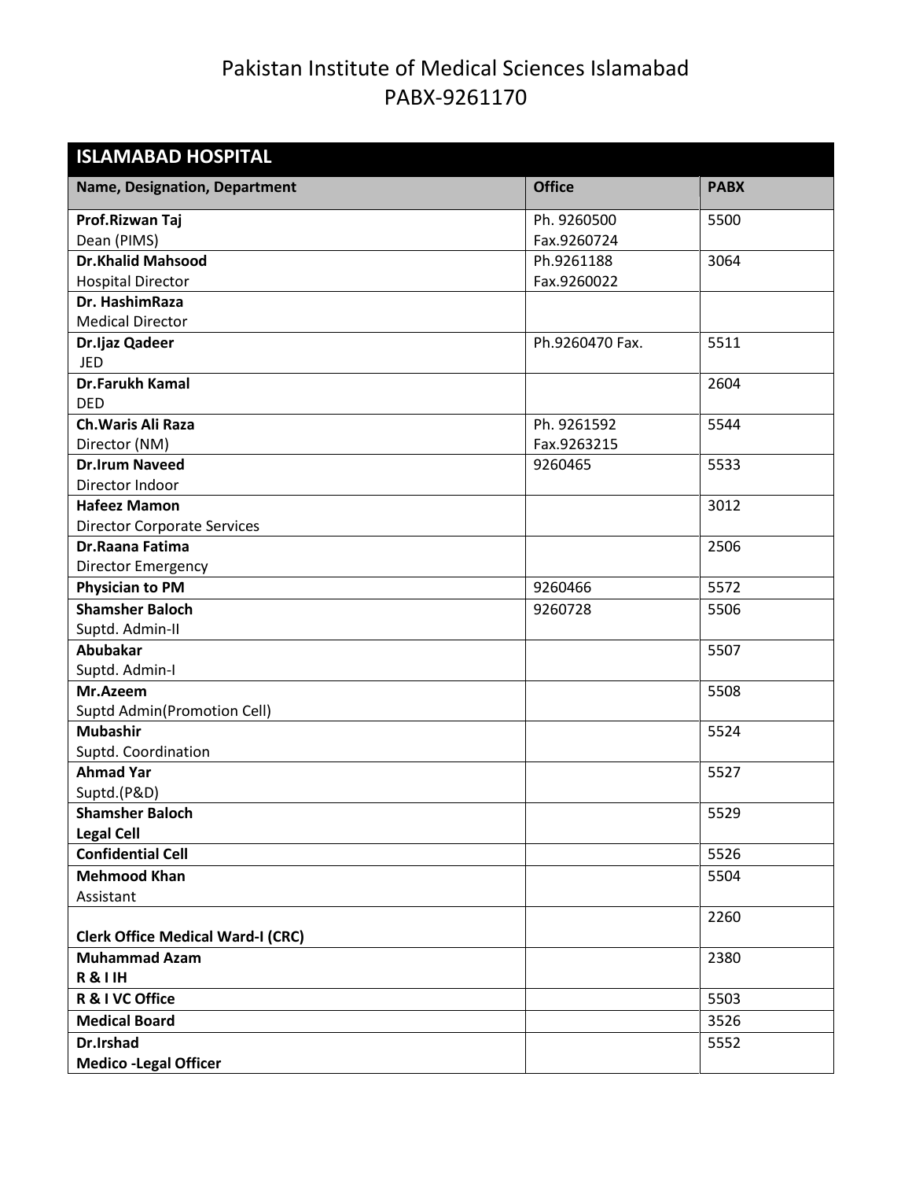# Pakistan Institute of Medical Sciences Islamabad
# PABX-9261170

| ISLAMABAD HOSPITAL | | |
|---|---|---|
| **Name, Designation, Department** | **Office** | **PABX** |
| **Prof.Rizwan Taj**<br>Dean (PIMS) | Ph. 9260500<br>Fax.9260724 | 5500 |
| **Dr.Khalid Mahsood**<br>Hospital Director | Ph.9261188<br>Fax.9260022 | 3064 |
| **Dr. HashimRaza**<br>Medical Director | | |
| **Dr.Ijaz Qadeer**<br>JED | Ph.9260470 Fax. | 5511 |
| **Dr.Farukh Kamal**<br>DED | | 2604 |
| **Ch.Waris Ali Raza**<br>Director (NM) | Ph. 9261592<br>Fax.9263215 | 5544 |
| **Dr.Irum Naveed**<br>Director Indoor | 9260465 | 5533 |
| **Hafeez Mamon**<br>Director Corporate Services | | 3012 |
| **Dr.Raana Fatima**<br>Director Emergency | | 2506 |
| **Physician to PM** | 9260466 | 5572 |
| **Shamsher Baloch**<br>Suptd. Admin-II | 9260728 | 5506 |
| **Abubakar**<br>Suptd. Admin-I | | 5507 |
| **Mr.Azeem**<br>Suptd Admin(Promotion Cell) | | 5508 |
| **Mubashir**<br>Suptd. Coordination | | 5524 |
| **Ahmad Yar**<br>Suptd.(P&D) | | 5527 |
| **Shamsher Baloch**<br>**Legal Cell** | | 5529 |
| **Confidential Cell** | | 5526 |
| **Mehmood Khan**<br>Assistant | | 5504 |
| **Clerk Office Medical Ward-I (CRC)** | | 2260 |
| **Muhammad Azam**<br>**R & I IH** | | 2380 |
| **R & I VC Office** | | 5503 |
| **Medical Board** | | 3526 |
| **Dr.Irshad**<br>**Medico -Legal Officer** | | 5552 |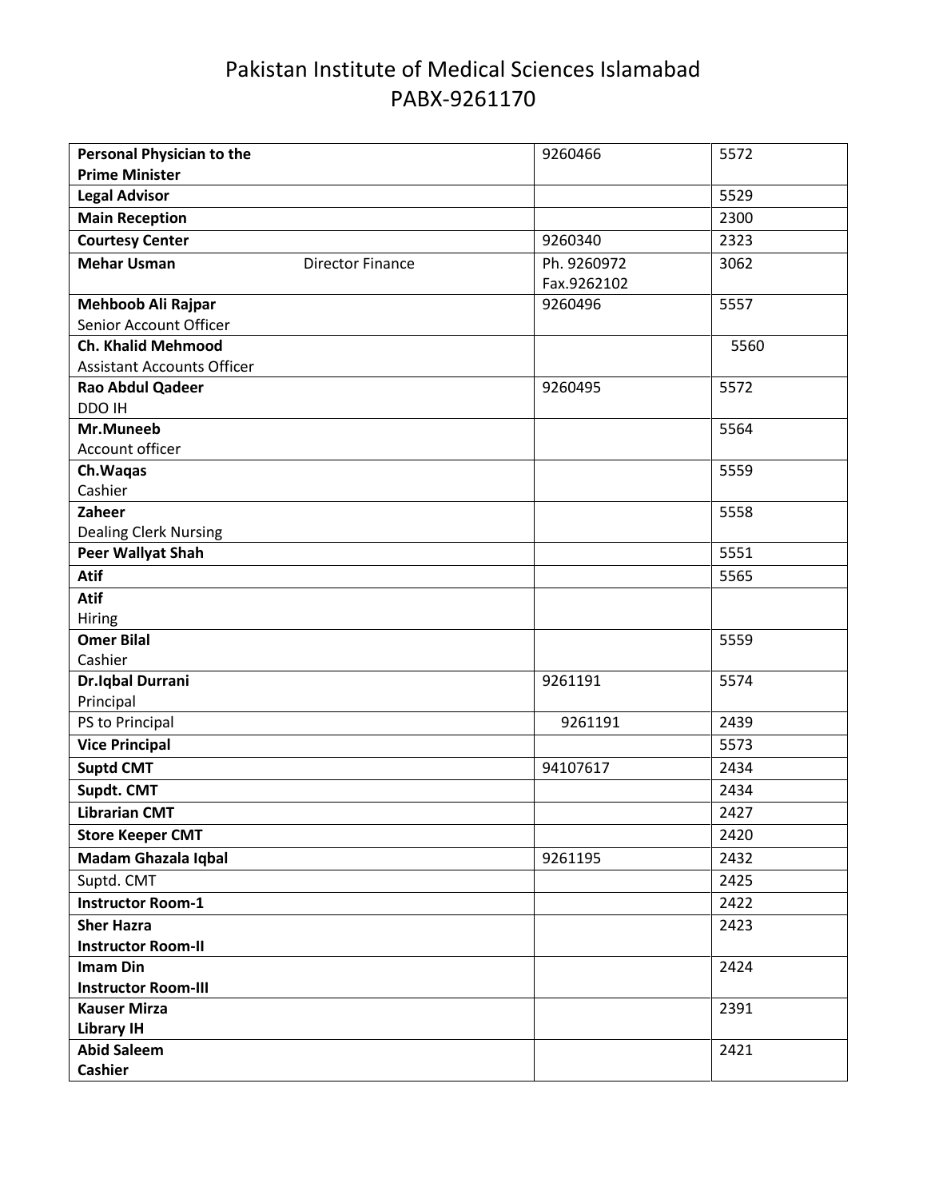# Pakistan Institute of Medical Sciences Islamabad
# PABX-9261170

| | | |
|---|---|---|
| **Personal Physician to the Prime Minister** | 9260466 | 5572 |
| **Legal Advisor** | | 5529 |
| **Main Reception** | | 2300 |
| **Courtesy Center** | 9260340 | 2323 |
| **Mehar Usman** Director Finance | Ph. 9260972 Fax.9262102 | 3062 |
| **Mehboob Ali Rajpar** Senior Account Officer | 9260496 | 5557 |
| **Ch. Khalid Mehmood** Assistant Accounts Officer | | 5560 |
| **Rao Abdul Qadeer** DDO IH | 9260495 | 5572 |
| **Mr.Muneeb** Account officer | | 5564 |
| **Ch.Waqas** Cashier | | 5559 |
| **Zaheer** Dealing Clerk Nursing | | 5558 |
| **Peer Wallyat Shah** | | 5551 |
| **Atif** | | 5565 |
| **Atif** Hiring | | |
| **Omer Bilal** Cashier | | 5559 |
| **Dr.Iqbal Durrani** Principal | 9261191 | 5574 |
| PS to Principal | 9261191 | 2439 |
| **Vice Principal** | | 5573 |
| **Suptd CMT** | 94107617 | 2434 |
| **Supdt. CMT** | | 2434 |
| **Librarian CMT** | | 2427 |
| **Store Keeper CMT** | | 2420 |
| **Madam Ghazala Iqbal** | 9261195 | 2432 |
| Suptd. CMT | | 2425 |
| **Instructor Room-1** | | 2422 |
| **Sher Hazra Instructor Room-II** | | 2423 |
| **Imam Din Instructor Room-III** | | 2424 |
| **Kauser Mirza Library IH** | | 2391 |
| **Abid Saleem Cashier** | | 2421 |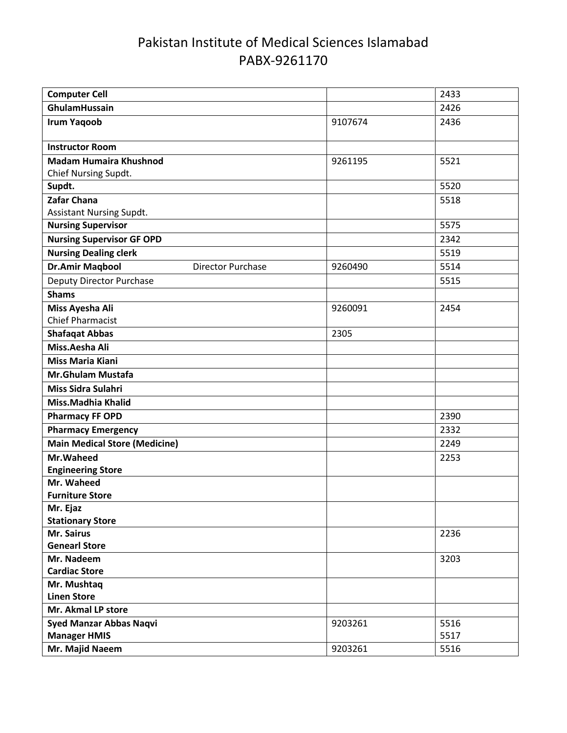# Pakistan Institute of Medical Sciences Islamabad
# PABX-9261170

| | | |
|---|---|---|
| **Computer Cell** | | 2433 |
| **GhulamHussain** | | 2426 |
| **Irum Yaqoob** | 9107674 | 2436 |
| **Instructor Room** | | |
| **Madam Humaira Khushnod** Chief Nursing Supdt. | 9261195 | 5521 |
| **Supdt.** | | 5520 |
| **Zafar Chana** Assistant Nursing Supdt. | | 5518 |
| **Nursing Supervisor** | | 5575 |
| **Nursing Supervisor GF OPD** | | 2342 |
| **Nursing Dealing clerk** | | 5519 |
| **Dr.Amir Maqbool** Director Purchase | 9260490 | 5514 |
| Deputy Director Purchase | | 5515 |
| **Shams** | | |
| **Miss Ayesha Ali** Chief Pharmacist | 9260091 | 2454 |
| **Shafaqat Abbas** | 2305 | |
| **Miss.Aesha Ali** | | |
| **Miss Maria Kiani** | | |
| **Mr.Ghulam Mustafa** | | |
| **Miss Sidra Sulahri** | | |
| **Miss.Madhia Khalid** | | |
| **Pharmacy FF OPD** | | 2390 |
| **Pharmacy Emergency** | | 2332 |
| **Main Medical Store (Medicine)** | | 2249 |
| **Mr.Waheed Engineering Store** | | 2253 |
| **Mr. Waheed Furniture Store** | | |
| **Mr. Ejaz Stationary Store** | | |
| **Mr. Sairus Genearl Store** | | 2236 |
| **Mr. Nadeem Cardiac Store** | | 3203 |
| **Mr. Mushtaq Linen Store** | | |
| **Mr. Akmal LP store** | | |
| **Syed Manzar Abbas Naqvi Manager HMIS** | 9203261 | 5516 5517 |
| **Mr. Majid Naeem** | 9203261 | 5516 |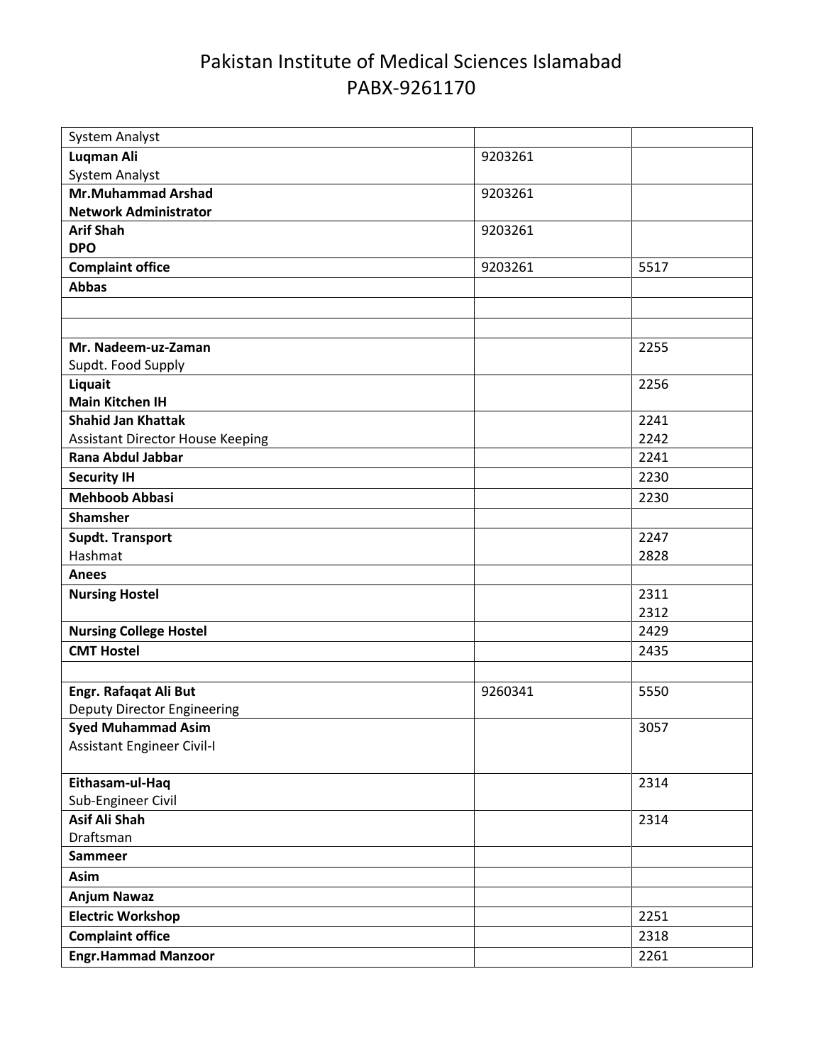# Pakistan Institute of Medical Sciences Islamabad
# PABX-9261170

| | | |
|---|---|---|
| System Analyst | | |
| **Luqman Ali**<br>System Analyst | 9203261 | |
| **Mr.Muhammad Arshad**<br>**Network Administrator** | 9203261 | |
| **Arif Shah**<br>**DPO** | 9203261 | |
| **Complaint office** | 9203261 | 5517 |
| **Abbas** | | |
| | | |
| | | |
| **Mr. Nadeem-uz-Zaman**<br>Supdt. Food Supply | | 2255 |
| **Liquait**<br>**Main Kitchen IH** | | 2256 |
| **Shahid Jan Khattak**<br>Assistant Director House Keeping | | 2241<br>2242 |
| **Rana Abdul Jabbar** | | 2241 |
| **Security IH** | | 2230 |
| **Mehboob Abbasi** | | 2230 |
| **Shamsher** | | |
| **Supdt. Transport**<br>Hashmat | | 2247<br>2828 |
| **Anees** | | |
| **Nursing Hostel** | | 2311<br>2312 |
| **Nursing College Hostel** | | 2429 |
| **CMT Hostel** | | 2435 |
| | | |
| **Engr. Rafaqat Ali But**<br>Deputy Director Engineering | 9260341 | 5550 |
| **Syed Muhammad Asim**<br>Assistant Engineer Civil-I | | 3057 |
| **Eithasam-ul-Haq**<br>Sub-Engineer Civil | | 2314 |
| **Asif Ali Shah**<br>Draftsman | | 2314 |
| **Sammeer** | | |
| **Asim** | | |
| **Anjum Nawaz** | | |
| **Electric Workshop** | | 2251 |
| **Complaint office** | | 2318 |
| **Engr.Hammad Manzoor** | | 2261 |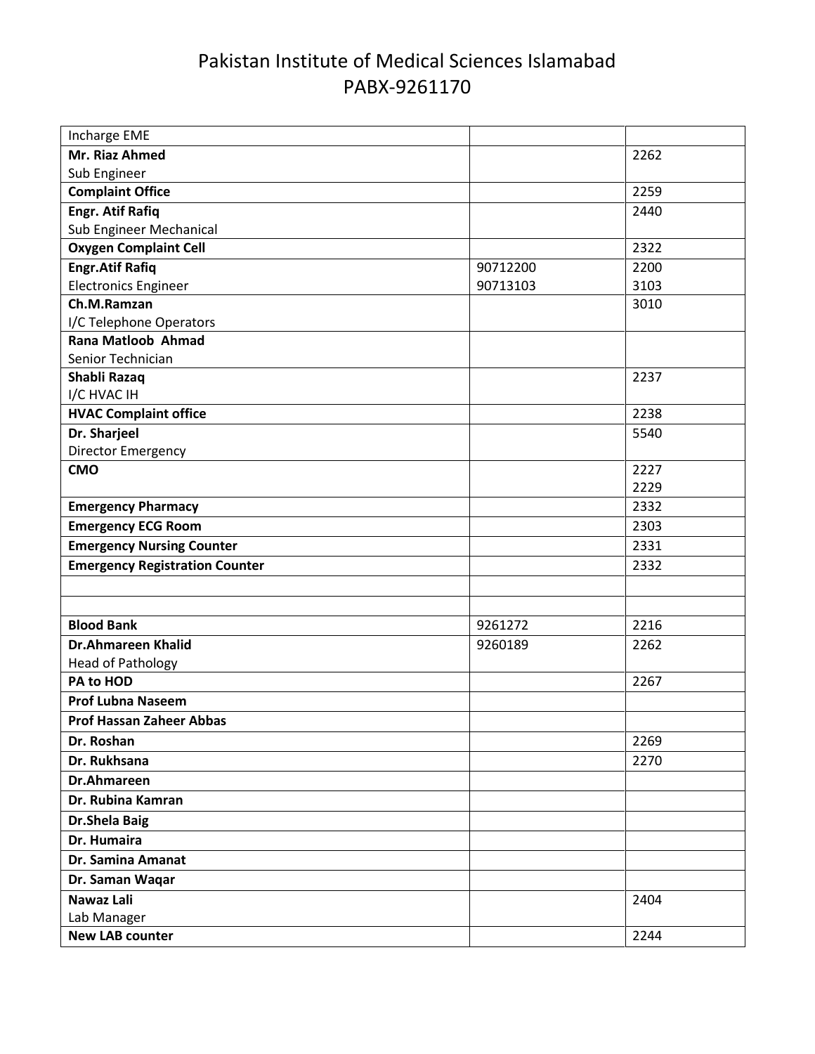# Pakistan Institute of Medical Sciences Islamabad
# PABX-9261170

| | | |
|---|---|---|
| Incharge EME | | |
| **Mr. Riaz Ahmed**<br>Sub Engineer | | 2262 |
| **Complaint Office** | | 2259 |
| **Engr. Atif Rafiq**<br>Sub Engineer Mechanical | | 2440 |
| **Oxygen Complaint Cell** | | 2322 |
| **Engr.Atif Rafiq**<br>Electronics Engineer | 90712200<br>90713103 | 2200<br>3103 |
| **Ch.M.Ramzan**<br>I/C Telephone Operators | | 3010 |
| **Rana Matloob Ahmad**<br>Senior Technician | | |
| **Shabli Razaq**<br>I/C HVAC IH | | 2237 |
| **HVAC Complaint office** | | 2238 |
| **Dr. Sharjeel**<br>Director Emergency | | 5540 |
| **CMO** | | 2227<br>2229 |
| **Emergency Pharmacy** | | 2332 |
| **Emergency ECG Room** | | 2303 |
| **Emergency Nursing Counter** | | 2331 |
| **Emergency Registration Counter** | | 2332 |
| | | |
| | | |
| **Blood Bank** | 9261272 | 2216 |
| **Dr.Ahmareen Khalid**<br>Head of Pathology | 9260189 | 2262 |
| **PA to HOD** | | 2267 |
| **Prof Lubna Naseem** | | |
| **Prof Hassan Zaheer Abbas** | | |
| **Dr. Roshan** | | 2269 |
| **Dr. Rukhsana** | | 2270 |
| **Dr.Ahmareen** | | |
| **Dr. Rubina Kamran** | | |
| **Dr.Shela Baig** | | |
| **Dr. Humaira** | | |
| **Dr. Samina Amanat** | | |
| **Dr. Saman Waqar** | | |
| **Nawaz Lali**<br>Lab Manager | | 2404 |
| **New LAB counter** | | 2244 |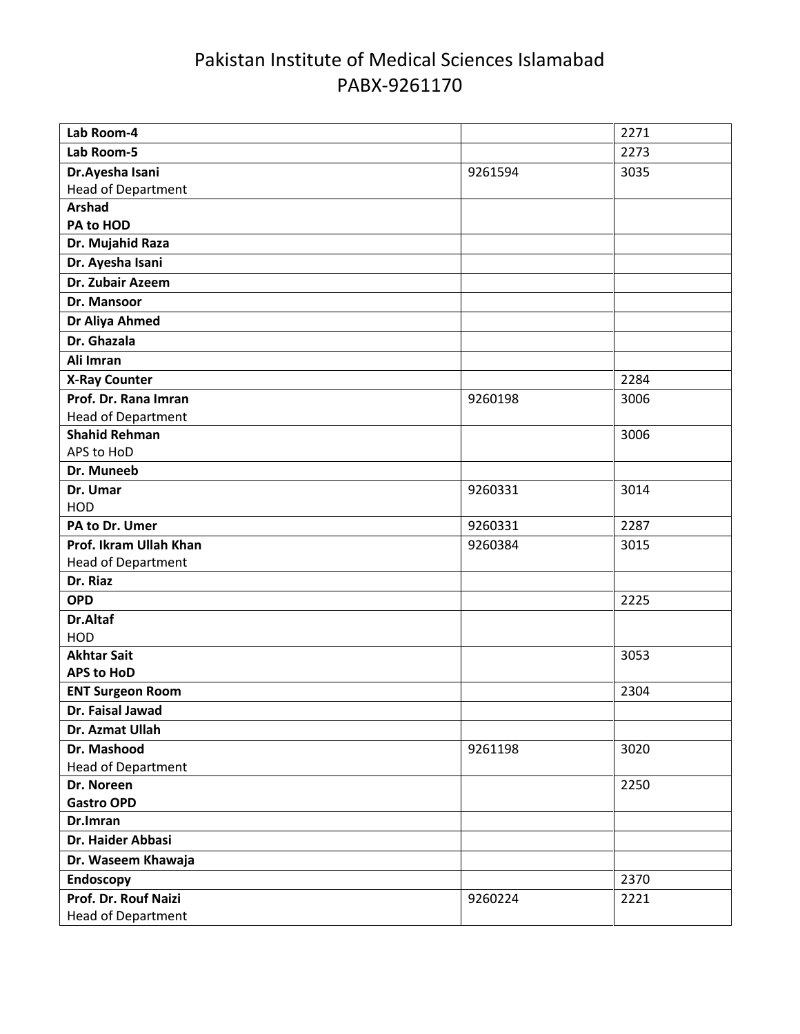# Pakistan Institute of Medical Sciences Islamabad
# PABX-9261170

| | | |
|---|---|---|
| **Lab Room-4** | | 2271 |
| **Lab Room-5** | | 2273 |
| **Dr.Ayesha Isani**<br>Head of Department | 9261594 | 3035 |
| **Arshad**<br>**PA to HOD** | | |
| **Dr. Mujahid Raza** | | |
| **Dr. Ayesha Isani** | | |
| **Dr. Zubair Azeem** | | |
| **Dr. Mansoor** | | |
| **Dr Aliya Ahmed** | | |
| **Dr. Ghazala** | | |
| **Ali Imran** | | |
| **X-Ray Counter** | | 2284 |
| **Prof. Dr. Rana Imran**<br>Head of Department | 9260198 | 3006 |
| **Shahid Rehman**<br>APS to HoD | | 3006 |
| **Dr. Muneeb** | | |
| **Dr. Umar**<br>HOD | 9260331 | 3014 |
| **PA to Dr. Umer** | 9260331 | 2287 |
| **Prof. Ikram Ullah Khan**<br>Head of Department | 9260384 | 3015 |
| **Dr. Riaz** | | |
| **OPD** | | 2225 |
| **Dr.Altaf**<br>HOD | | |
| **Akhtar Sait**<br>**APS to HoD** | | 3053 |
| **ENT Surgeon Room** | | 2304 |
| **Dr. Faisal Jawad** | | |
| **Dr. Azmat Ullah** | | |
| **Dr. Mashood**<br>Head of Department | 9261198 | 3020 |
| **Dr. Noreen**<br>**Gastro OPD** | | 2250 |
| **Dr.Imran** | | |
| **Dr. Haider Abbasi** | | |
| **Dr. Waseem Khawaja** | | |
| **Endoscopy** | | 2370 |
| **Prof. Dr. Rouf Naizi**<br>Head of Department | 9260224 | 2221 |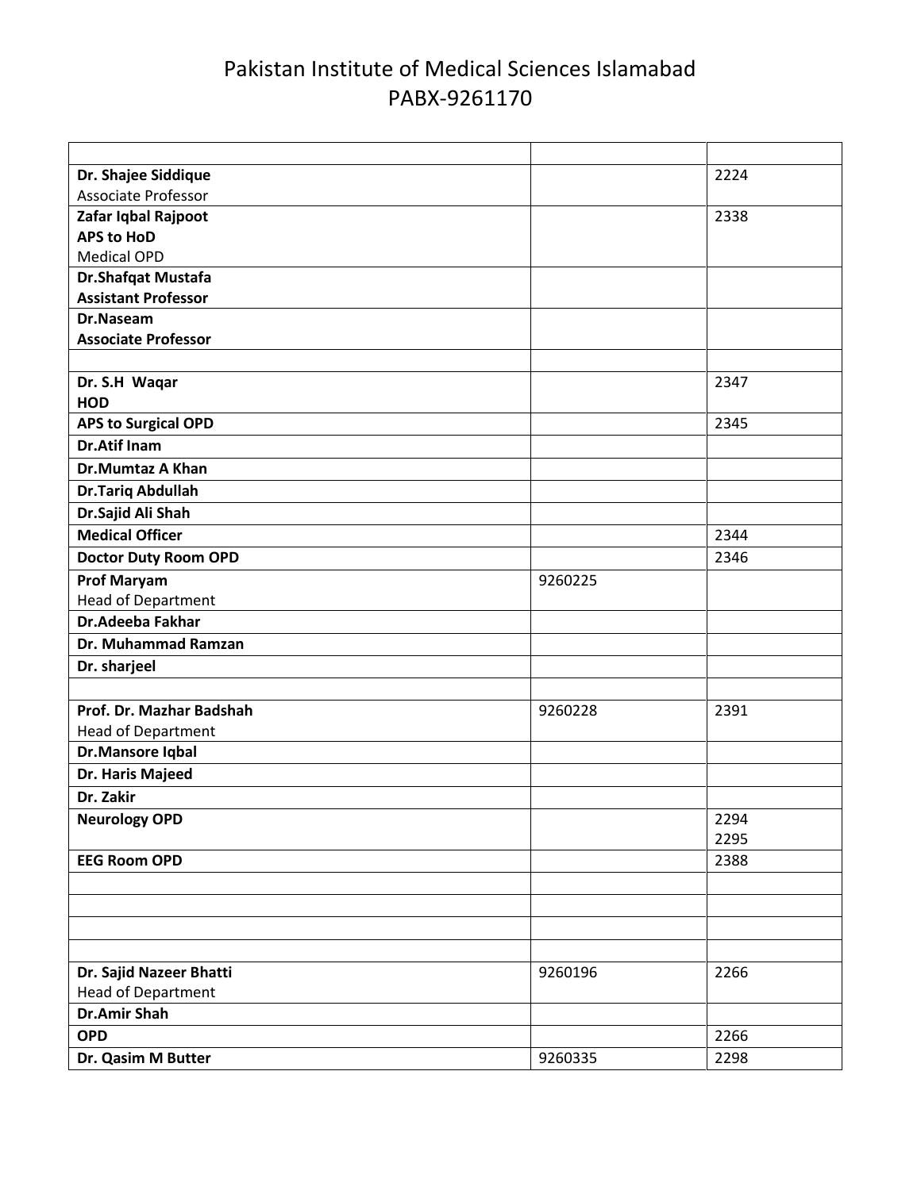# Pakistan Institute of Medical Sciences Islamabad
## PABX-9261170

| | | |
|---|---|---|
| **Dr. Shajee Siddique**<br>Associate Professor | | 2224 |
| **Zafar Iqbal Rajpoot**<br>**APS to HoD**<br>Medical OPD | | 2338 |
| **Dr.Shafqat Mustafa**<br>**Assistant Professor** | | |
| **Dr.Naseam**<br>**Associate Professor** | | |
| | | |
| **Dr. S.H Waqar**<br>**HOD** | | 2347 |
| **APS to Surgical OPD** | | 2345 |
| **Dr.Atif Inam** | | |
| **Dr.Mumtaz A Khan** | | |
| **Dr.Tariq Abdullah** | | |
| **Dr.Sajid Ali Shah** | | |
| **Medical Officer** | | 2344 |
| **Doctor Duty Room OPD** | | 2346 |
| **Prof Maryam**<br>Head of Department | 9260225 | |
| **Dr.Adeeba Fakhar** | | |
| **Dr. Muhammad Ramzan** | | |
| **Dr. sharjeel** | | |
| | | |
| **Prof. Dr. Mazhar Badshah**<br>Head of Department | 9260228 | 2391 |
| **Dr.Mansore Iqbal** | | |
| **Dr. Haris Majeed** | | |
| **Dr. Zakir** | | |
| **Neurology OPD** | | 2294<br>2295 |
| **EEG Room OPD** | | 2388 |
| | | |
| | | |
| | | |
| | | |
| **Dr. Sajid Nazeer Bhatti**<br>Head of Department | 9260196 | 2266 |
| **Dr.Amir Shah** | | |
| **OPD** | | 2266 |
| **Dr. Qasim M Butter** | 9260335 | 2298 |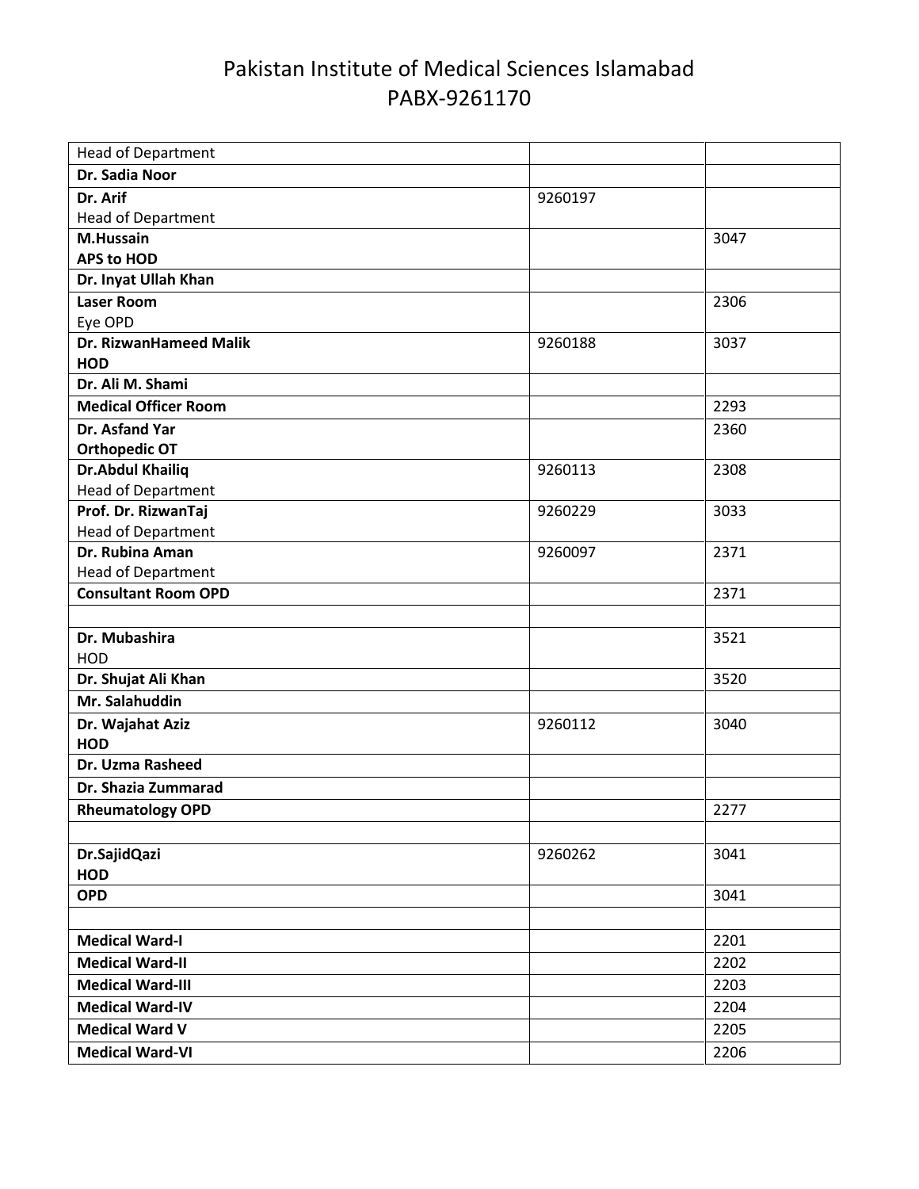# Pakistan Institute of Medical Sciences Islamabad
# PABX-9261170

| | | |
|---|---|---|
| Head of Department | | |
| **Dr. Sadia Noor** | | |
| **Dr. Arif**<br>Head of Department | 9260197 | |
| **M.Hussain**<br>**APS to HOD** | | 3047 |
| **Dr. Inyat Ullah Khan** | | |
| **Laser Room**<br>Eye OPD | | 2306 |
| **Dr. RizwanHameed Malik**<br>**HOD** | 9260188 | 3037 |
| **Dr. Ali M. Shami** | | |
| **Medical Officer Room** | | 2293 |
| **Dr. Asfand Yar**<br>**Orthopedic OT** | | 2360 |
| **Dr.Abdul Khailiq**<br>Head of Department | 9260113 | 2308 |
| **Prof. Dr. RizwanTaj**<br>Head of Department | 9260229 | 3033 |
| **Dr. Rubina Aman**<br>Head of Department | 9260097 | 2371 |
| **Consultant Room OPD** | | 2371 |
| | | |
| **Dr. Mubashira**<br>HOD | | 3521 |
| **Dr. Shujat Ali Khan** | | 3520 |
| **Mr. Salahuddin** | | |
| **Dr. Wajahat Aziz**<br>**HOD** | 9260112 | 3040 |
| **Dr. Uzma Rasheed** | | |
| **Dr. Shazia Zummarad** | | |
| **Rheumatology OPD** | | 2277 |
| | | |
| **Dr.SajidQazi**<br>**HOD** | 9260262 | 3041 |
| **OPD** | | 3041 |
| | | |
| **Medical Ward-I** | | 2201 |
| **Medical Ward-II** | | 2202 |
| **Medical Ward-III** | | 2203 |
| **Medical Ward-IV** | | 2204 |
| **Medical Ward V** | | 2205 |
| **Medical Ward-VI** | | 2206 |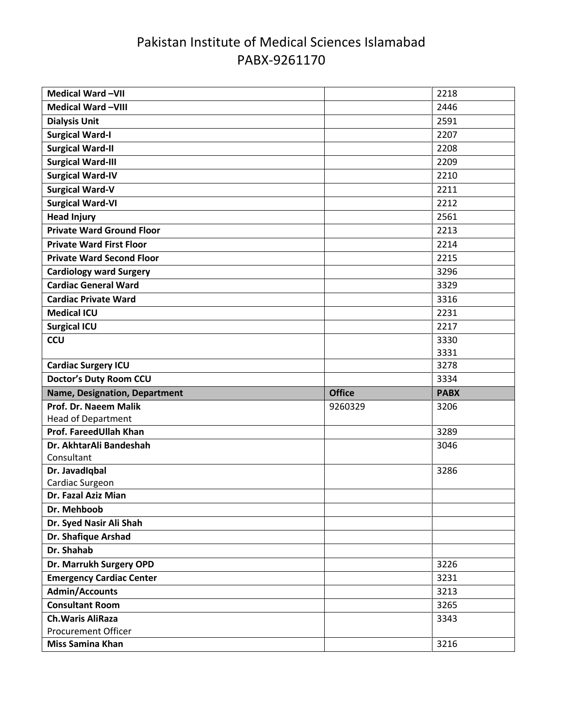# Pakistan Institute of Medical Sciences Islamabad
# PABX-9261170

| | | |
|---|---|---|
| **Medical Ward –VII** | | 2218 |
| **Medical Ward –VIII** | | 2446 |
| **Dialysis Unit** | | 2591 |
| **Surgical Ward-I** | | 2207 |
| **Surgical Ward-II** | | 2208 |
| **Surgical Ward-III** | | 2209 |
| **Surgical Ward-IV** | | 2210 |
| **Surgical Ward-V** | | 2211 |
| **Surgical Ward-VI** | | 2212 |
| **Head Injury** | | 2561 |
| **Private Ward Ground Floor** | | 2213 |
| **Private Ward First Floor** | | 2214 |
| **Private Ward Second Floor** | | 2215 |
| **Cardiology ward Surgery** | | 3296 |
| **Cardiac General Ward** | | 3329 |
| **Cardiac Private Ward** | | 3316 |
| **Medical ICU** | | 2231 |
| **Surgical ICU** | | 2217 |
| **CCU** | | 3330<br>3331 |
| **Cardiac Surgery ICU** | | 3278 |
| **Doctor's Duty Room CCU** | | 3334 |
| **Name, Designation, Department** | **Office** | **PABX** |
| **Prof. Dr. Naeem Malik**<br>Head of Department | 9260329 | 3206 |
| **Prof. FareedUllah Khan** | | 3289 |
| **Dr. AkhtarAli Bandeshah**<br>Consultant | | 3046 |
| **Dr. JavadIqbal**<br>Cardiac Surgeon | | 3286 |
| **Dr. Fazal Aziz Mian** | | |
| **Dr. Mehboob** | | |
| **Dr. Syed Nasir Ali Shah** | | |
| **Dr. Shafique Arshad** | | |
| **Dr. Shahab** | | |
| **Dr. Marrukh Surgery OPD** | | 3226 |
| **Emergency Cardiac Center** | | 3231 |
| **Admin/Accounts** | | 3213 |
| **Consultant Room** | | 3265 |
| **Ch.Waris AliRaza**<br>Procurement Officer | | 3343 |
| **Miss Samina Khan** | | 3216 |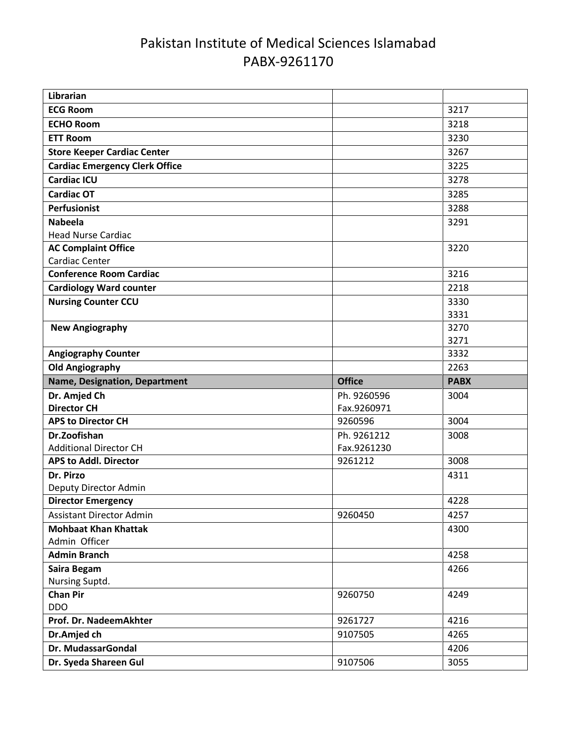# Pakistan Institute of Medical Sciences Islamabad
## PABX-9261170

| | | |
|---|---|---|
| **Librarian** | | |
| **ECG Room** | | 3217 |
| **ECHO Room** | | 3218 |
| **ETT Room** | | 3230 |
| **Store Keeper Cardiac Center** | | 3267 |
| **Cardiac Emergency Clerk Office** | | 3225 |
| **Cardiac ICU** | | 3278 |
| **Cardiac OT** | | 3285 |
| **Perfusionist** | | 3288 |
| **Nabeela**<br>Head Nurse Cardiac | | 3291 |
| **AC Complaint Office**<br>Cardiac Center | | 3220 |
| **Conference Room Cardiac** | | 3216 |
| **Cardiology Ward counter** | | 2218 |
| **Nursing Counter CCU** | | 3330<br>3331 |
| **New Angiography** | | 3270<br>3271 |
| **Angiography Counter** | | 3332 |
| **Old Angiography** | | 2263 |
| **Name, Designation, Department** | **Office** | **PABX** |
| **Dr. Amjed Ch**<br>**Director CH** | Ph. 9260596<br>Fax.9260971 | 3004 |
| **APS to Director CH** | 9260596 | 3004 |
| **Dr.Zoofishan**<br>Additional Director CH | Ph. 9261212<br>Fax.9261230 | 3008 |
| **APS to Addl. Director** | 9261212 | 3008 |
| **Dr. Pirzo**<br>Deputy Director Admin | | 4311 |
| **Director Emergency** | | 4228 |
| Assistant Director Admin | 9260450 | 4257 |
| **Mohbaat Khan Khattak**<br>Admin Officer | | 4300 |
| **Admin Branch** | | 4258 |
| **Saira Begam**<br>Nursing Suptd. | | 4266 |
| **Chan Pir**<br>DDO | 9260750 | 4249 |
| **Prof. Dr. NadeemAkhter** | 9261727 | 4216 |
| **Dr.Amjed ch** | 9107505 | 4265 |
| **Dr. MudassarGondal** | | 4206 |
| **Dr. Syeda Shareen Gul** | 9107506 | 3055 |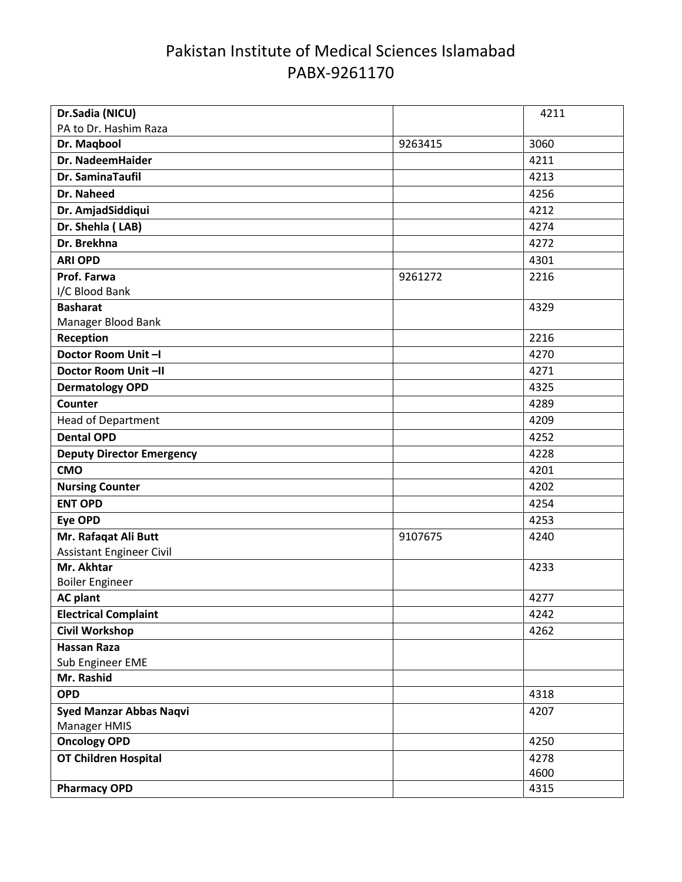# Pakistan Institute of Medical Sciences Islamabad
## PABX-9261170

| | | |
|---|---|---|
| **Dr.Sadia (NICU)**<br>PA to Dr. Hashim Raza | | 4211 |
| **Dr. Maqbool** | 9263415 | 3060 |
| **Dr. NadeemHaider** | | 4211 |
| **Dr. SaminaTaufil** | | 4213 |
| **Dr. Naheed** | | 4256 |
| **Dr. AmjadSiddiqui** | | 4212 |
| **Dr. Shehla ( LAB)** | | 4274 |
| **Dr. Brekhna** | | 4272 |
| **ARI OPD** | | 4301 |
| **Prof. Farwa**<br>I/C Blood Bank | 9261272 | 2216 |
| **Basharat**<br>Manager Blood Bank | | 4329 |
| **Reception** | | 2216 |
| **Doctor Room Unit –I** | | 4270 |
| **Doctor Room Unit –II** | | 4271 |
| **Dermatology OPD** | | 4325 |
| **Counter** | | 4289 |
| Head of Department | | 4209 |
| **Dental OPD** | | 4252 |
| **Deputy Director Emergency** | | 4228 |
| **CMO** | | 4201 |
| **Nursing Counter** | | 4202 |
| **ENT OPD** | | 4254 |
| **Eye OPD** | | 4253 |
| **Mr. Rafaqat Ali Butt**<br>Assistant Engineer Civil | 9107675 | 4240 |
| **Mr. Akhtar**<br>Boiler Engineer | | 4233 |
| **AC plant** | | 4277 |
| **Electrical Complaint** | | 4242 |
| **Civil Workshop** | | 4262 |
| **Hassan Raza**<br>Sub Engineer EME | | |
| **Mr. Rashid** | | |
| **OPD** | | 4318 |
| **Syed Manzar Abbas Naqvi**<br>Manager HMIS | | 4207 |
| **Oncology OPD** | | 4250 |
| **OT Children Hospital** | | 4278<br>4600 |
| **Pharmacy OPD** | | 4315 |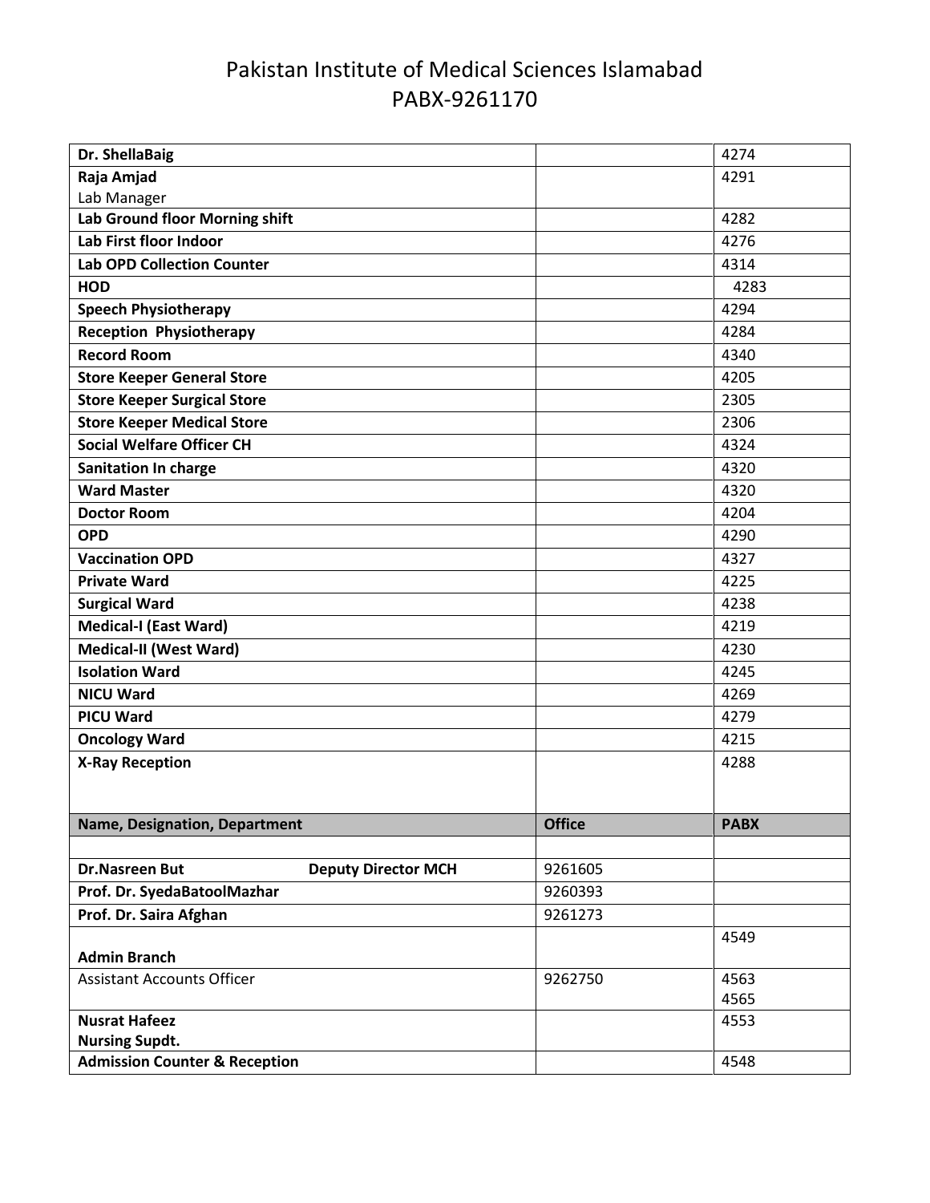# Pakistan Institute of Medical Sciences Islamabad
# PABX-9261170

| | | |
|---|---|---|
| **Dr. ShellaBaig** | | 4274 |
| **Raja Amjad** Lab Manager | | 4291 |
| **Lab Ground floor Morning shift** | | 4282 |
| **Lab First floor Indoor** | | 4276 |
| **Lab OPD Collection Counter** | | 4314 |
| **HOD** | | 4283 |
| **Speech Physiotherapy** | | 4294 |
| **Reception Physiotherapy** | | 4284 |
| **Record Room** | | 4340 |
| **Store Keeper General Store** | | 4205 |
| **Store Keeper Surgical Store** | | 2305 |
| **Store Keeper Medical Store** | | 2306 |
| **Social Welfare Officer CH** | | 4324 |
| **Sanitation In charge** | | 4320 |
| **Ward Master** | | 4320 |
| **Doctor Room** | | 4204 |
| **OPD** | | 4290 |
| **Vaccination OPD** | | 4327 |
| **Private Ward** | | 4225 |
| **Surgical Ward** | | 4238 |
| **Medical-I (East Ward)** | | 4219 |
| **Medical-II (West Ward)** | | 4230 |
| **Isolation Ward** | | 4245 |
| **NICU Ward** | | 4269 |
| **PICU Ward** | | 4279 |
| **Oncology Ward** | | 4215 |
| **X-Ray Reception** | | 4288 |

| Name, Designation, Department | Office | PABX |
|---|---|---|
| | | |
| **Dr.Nasreen But** **Deputy Director MCH** | 9261605 | |
| **Prof. Dr. SyedaBatoolMazhar** | 9260393 | |
| **Prof. Dr. Saira Afghan** | 9261273 | |
| **Admin Branch** | | 4549 |
| Assistant Accounts Officer | 9262750 | 4563 4565 |
| **Nusrat Hafeez** **Nursing Supdt.** | | 4553 |
| **Admission Counter & Reception** | | 4548 |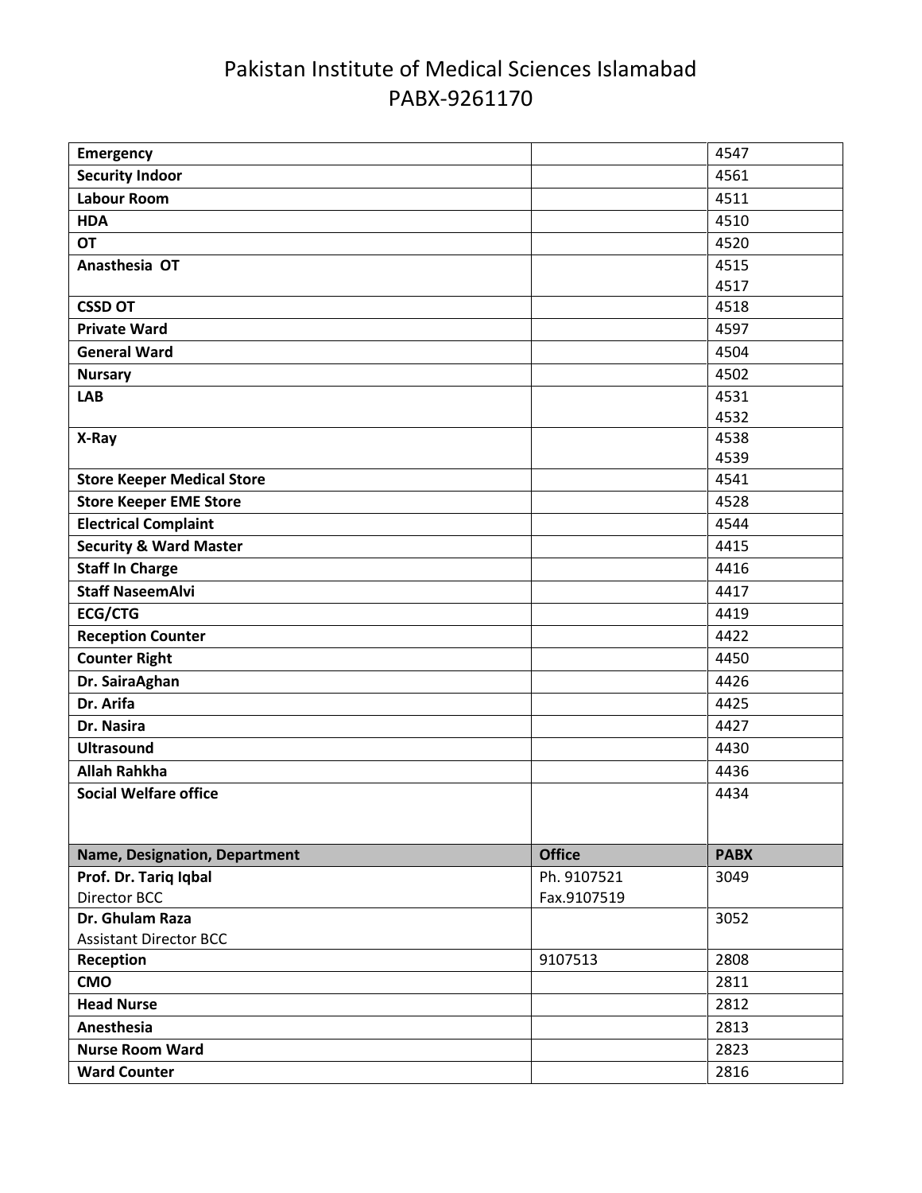# Pakistan Institute of Medical Sciences Islamabad
# PABX-9261170

| | | |
|---|---|---|
| **Emergency** | | 4547 |
| **Security Indoor** | | 4561 |
| **Labour Room** | | 4511 |
| **HDA** | | 4510 |
| **OT** | | 4520 |
| **Anasthesia OT** | | 4515<br>4517 |
| **CSSD OT** | | 4518 |
| **Private Ward** | | 4597 |
| **General Ward** | | 4504 |
| **Nursary** | | 4502 |
| **LAB** | | 4531<br>4532 |
| **X-Ray** | | 4538<br>4539 |
| **Store Keeper Medical Store** | | 4541 |
| **Store Keeper EME Store** | | 4528 |
| **Electrical Complaint** | | 4544 |
| **Security & Ward Master** | | 4415 |
| **Staff In Charge** | | 4416 |
| **Staff NaseemAlvi** | | 4417 |
| **ECG/CTG** | | 4419 |
| **Reception Counter** | | 4422 |
| **Counter Right** | | 4450 |
| **Dr. SairaAghan** | | 4426 |
| **Dr. Arifa** | | 4425 |
| **Dr. Nasira** | | 4427 |
| **Ultrasound** | | 4430 |
| **Allah Rahkha** | | 4436 |
| **Social Welfare office** | | 4434 |
| **Name, Designation, Department** | **Office** | **PABX** |
| **Prof. Dr. Tariq Iqbal**<br>Director BCC | Ph. 9107521<br>Fax.9107519 | 3049 |
| **Dr. Ghulam Raza**<br>Assistant Director BCC | | 3052 |
| **Reception** | 9107513 | 2808 |
| **CMO** | | 2811 |
| **Head Nurse** | | 2812 |
| **Anesthesia** | | 2813 |
| **Nurse Room Ward** | | 2823 |
| **Ward Counter** | | 2816 |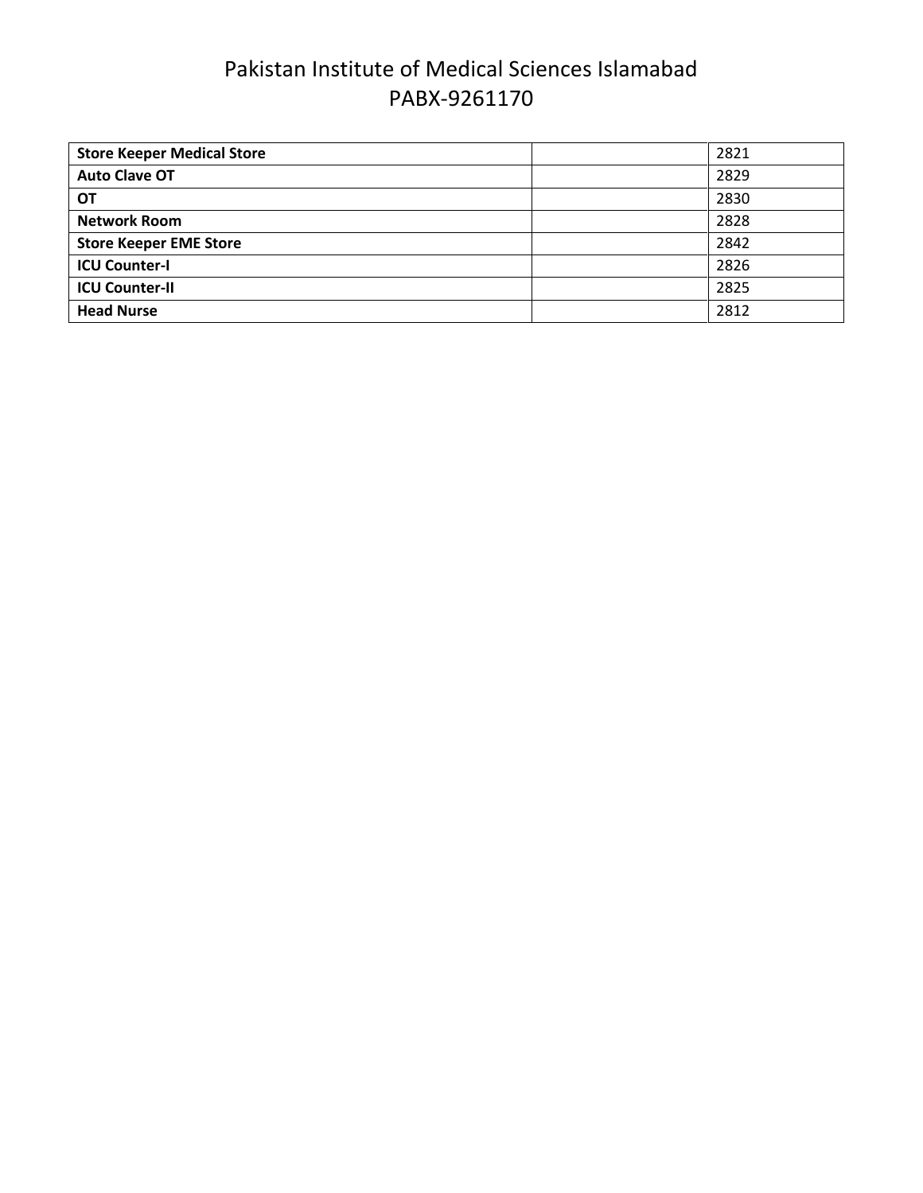# Pakistan Institute of Medical Sciences Islamabad
# PABX-9261170

| | | |
|---|---|---|
| **Store Keeper Medical Store** | | 2821 |
| **Auto Clave OT** | | 2829 |
| **OT** | | 2830 |
| **Network Room** | | 2828 |
| **Store Keeper EME Store** | | 2842 |
| **ICU Counter-I** | | 2826 |
| **ICU Counter-II** | | 2825 |
| **Head Nurse** | | 2812 |